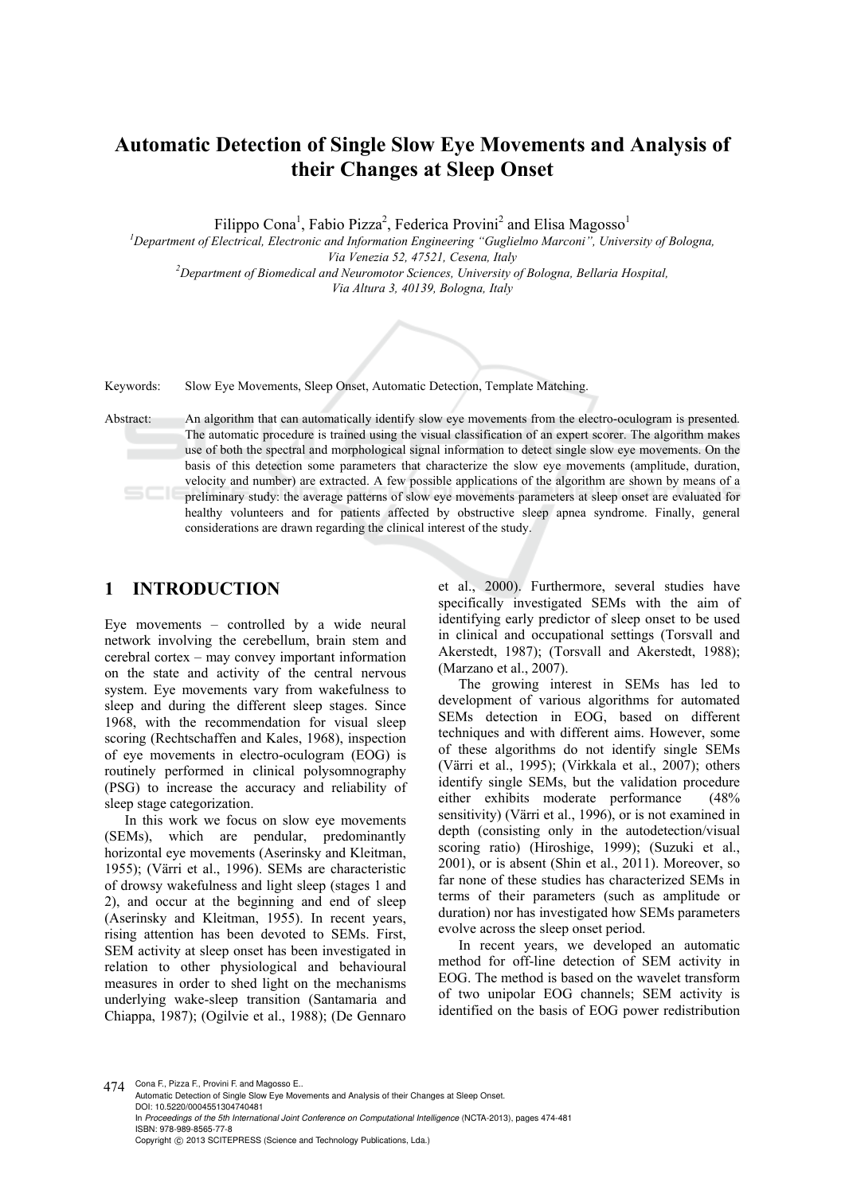# Automatic Detection of Single Slow Eye Movements and Analysis of their Changes at Sleep Onset

Filippo Cona[1], Fabio Pizza[2], Federica Provini[2] and Elisa Magosso[1]

[1]Department of Electrical, Electronic and Information Engineering "Guglielmo Marconi", University of Bologna, Via Venezia 52, 47521, Cesena, Italy

[2]Department of Biomedical and Neuromotor Sciences, University of Bologna, Bellaria Hospital, Via Altura 3, 40139, Bologna, Italy

Keywords: Slow Eye Movements, Sleep Onset, Automatic Detection, Template Matching.

Abstract: An algorithm that can automatically identify slow eye movements from the electro-oculogram is presented. The automatic procedure is trained using the visual classification of an expert scorer. The algorithm makes use of both the spectral and morphological signal information to detect single slow eye movements. On the basis of this detection some parameters that characterize the slow eye movements (amplitude, duration, velocity and number) are extracted. A few possible applications of the algorithm are shown by means of a preliminary study: the average patterns of slow eye movements parameters at sleep onset are evaluated for healthy volunteers and for patients affected by obstructive sleep apnea syndrome. Finally, general considerations are drawn regarding the clinical interest of the study.

## 1 INTRODUCTION

Eye movements – controlled by a wide neural network involving the cerebellum, brain stem and cerebral cortex – may convey important information on the state and activity of the central nervous system. Eye movements vary from wakefulness to sleep and during the different sleep stages. Since 1968, with the recommendation for visual sleep scoring (Rechtschaffen and Kales, 1968), inspection of eye movements in electro-oculogram (EOG) is routinely performed in clinical polysomnography (PSG) to increase the accuracy and reliability of sleep stage categorization.

In this work we focus on slow eye movements (SEMs), which are pendular, predominantly horizontal eye movements (Aserinsky and Kleitman, 1955); (Värri et al., 1996). SEMs are characteristic of drowsy wakefulness and light sleep (stages 1 and 2), and occur at the beginning and end of sleep (Aserinsky and Kleitman, 1955). In recent years, rising attention has been devoted to SEMs. First, SEM activity at sleep onset has been investigated in relation to other physiological and behavioural measures in order to shed light on the mechanisms underlying wake-sleep transition (Santamaria and Chiappa, 1987); (Ogilvie et al., 1988); (De Gennaro et al., 2000). Furthermore, several studies have specifically investigated SEMs with the aim of identifying early predictor of sleep onset to be used in clinical and occupational settings (Torsvall and Akerstedt, 1987); (Torsvall and Akerstedt, 1988); (Marzano et al., 2007).

The growing interest in SEMs has led to development of various algorithms for automated SEMs detection in EOG, based on different techniques and with different aims. However, some of these algorithms do not identify single SEMs (Värri et al., 1995); (Virkkala et al., 2007); others identify single SEMs, but the validation procedure either exhibits moderate performance (48% sensitivity) (Värri et al., 1996), or is not examined in depth (consisting only in the autodetection/visual scoring ratio) (Hiroshige, 1999); (Suzuki et al., 2001), or is absent (Shin et al., 2011). Moreover, so far none of these studies has characterized SEMs in terms of their parameters (such as amplitude or duration) nor has investigated how SEMs parameters evolve across the sleep onset period.

In recent years, we developed an automatic method for off-line detection of SEM activity in EOG. The method is based on the wavelet transform of two unipolar EOG channels; SEM activity is identified on the basis of EOG power redistribution

Cona F., Pizza F., Provini F. and Magosso E..
Automatic Detection of Single Slow Eye Movements and Analysis of their Changes at Sleep Onset.
DOI: 10.5220/0004551304740481
In Proceedings of the 5th International Joint Conference on Computational Intelligence (NCTA-2013), pages 474-481
ISBN: 978-989-8565-77-8
Copyright © 2013 SCITEPRESS (Science and Technology Publications, Lda.)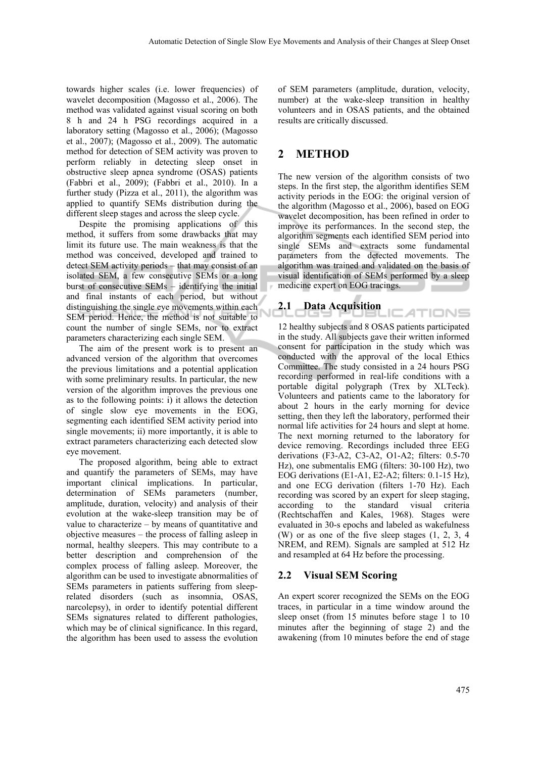towards higher scales (i.e. lower frequencies) of wavelet decomposition (Magosso et al., 2006). The method was validated against visual scoring on both 8 h and 24 h PSG recordings acquired in a laboratory setting (Magosso et al., 2006); (Magosso et al., 2007); (Magosso et al., 2009). The automatic method for detection of SEM activity was proven to perform reliably in detecting sleep onset in obstructive sleep apnea syndrome (OSAS) patients (Fabbri et al., 2009); (Fabbri et al., 2010). In a further study (Pizza et al., 2011), the algorithm was applied to quantify SEMs distribution during the different sleep stages and across the sleep cycle.

Despite the promising applications of this method, it suffers from some drawbacks that may limit its future use. The main weakness is that the method was conceived, developed and trained to detect SEM activity periods – that may consist of an isolated SEM, a few consecutive SEMs or a long burst of consecutive SEMs – identifying the initial and final instants of each period, but without distinguishing the single eye movements within each SEM period. Hence, the method is not suitable to count the number of single SEMs, nor to extract parameters characterizing each single SEM.

The aim of the present work is to present an advanced version of the algorithm that overcomes the previous limitations and a potential application with some preliminary results. In particular, the new version of the algorithm improves the previous one as to the following points: i) it allows the detection of single slow eye movements in the EOG, segmenting each identified SEM activity period into single movements; ii) more importantly, it is able to extract parameters characterizing each detected slow eye movement.

The proposed algorithm, being able to extract and quantify the parameters of SEMs, may have important clinical implications. In particular, determination of SEMs parameters (number, amplitude, duration, velocity) and analysis of their evolution at the wake-sleep transition may be of value to characterize – by means of quantitative and objective measures – the process of falling asleep in normal, healthy sleepers. This may contribute to a better description and comprehension of the complex process of falling asleep. Moreover, the algorithm can be used to investigate abnormalities of SEMs parameters in patients suffering from sleep-related disorders (such as insomnia, OSAS, narcolepsy), in order to identify potential different SEMs signatures related to different pathologies, which may be of clinical significance. In this regard, the algorithm has been used to assess the evolution of SEM parameters (amplitude, duration, velocity, number) at the wake-sleep transition in healthy volunteers and in OSAS patients, and the obtained results are critically discussed.

## 2 METHOD

The new version of the algorithm consists of two steps. In the first step, the algorithm identifies SEM activity periods in the EOG: the original version of the algorithm (Magosso et al., 2006), based on EOG wavelet decomposition, has been refined in order to improve its performances. In the second step, the algorithm segments each identified SEM period into single SEMs and extracts some fundamental parameters from the detected movements. The algorithm was trained and validated on the basis of visual identification of SEMs performed by a sleep medicine expert on EOG tracings.

### 2.1 Data Acquisition

12 healthy subjects and 8 OSAS patients participated in the study. All subjects gave their written informed consent for participation in the study which was conducted with the approval of the local Ethics Committee. The study consisted in a 24 hours PSG recording performed in real-life conditions with a portable digital polygraph (Trex by XLTeck). Volunteers and patients came to the laboratory for about 2 hours in the early morning for device setting, then they left the laboratory, performed their normal life activities for 24 hours and slept at home. The next morning returned to the laboratory for device removing. Recordings included three EEG derivations (F3-A2, C3-A2, O1-A2; filters: 0.5-70 Hz), one submentalis EMG (filters: 30-100 Hz), two EOG derivations (E1-A1, E2-A2; filters: 0.1-15 Hz), and one ECG derivation (filters 1-70 Hz). Each recording was scored by an expert for sleep staging, according to the standard visual criteria (Rechtschaffen and Kales, 1968). Stages were evaluated in 30-s epochs and labeled as wakefulness (W) or as one of the five sleep stages (1, 2, 3, 4 NREM, and REM). Signals are sampled at 512 Hz and resampled at 64 Hz before the processing.

### 2.2 Visual SEM Scoring

An expert scorer recognized the SEMs on the EOG traces, in particular in a time window around the sleep onset (from 15 minutes before stage 1 to 10 minutes after the beginning of stage 2) and the awakening (from 10 minutes before the end of stage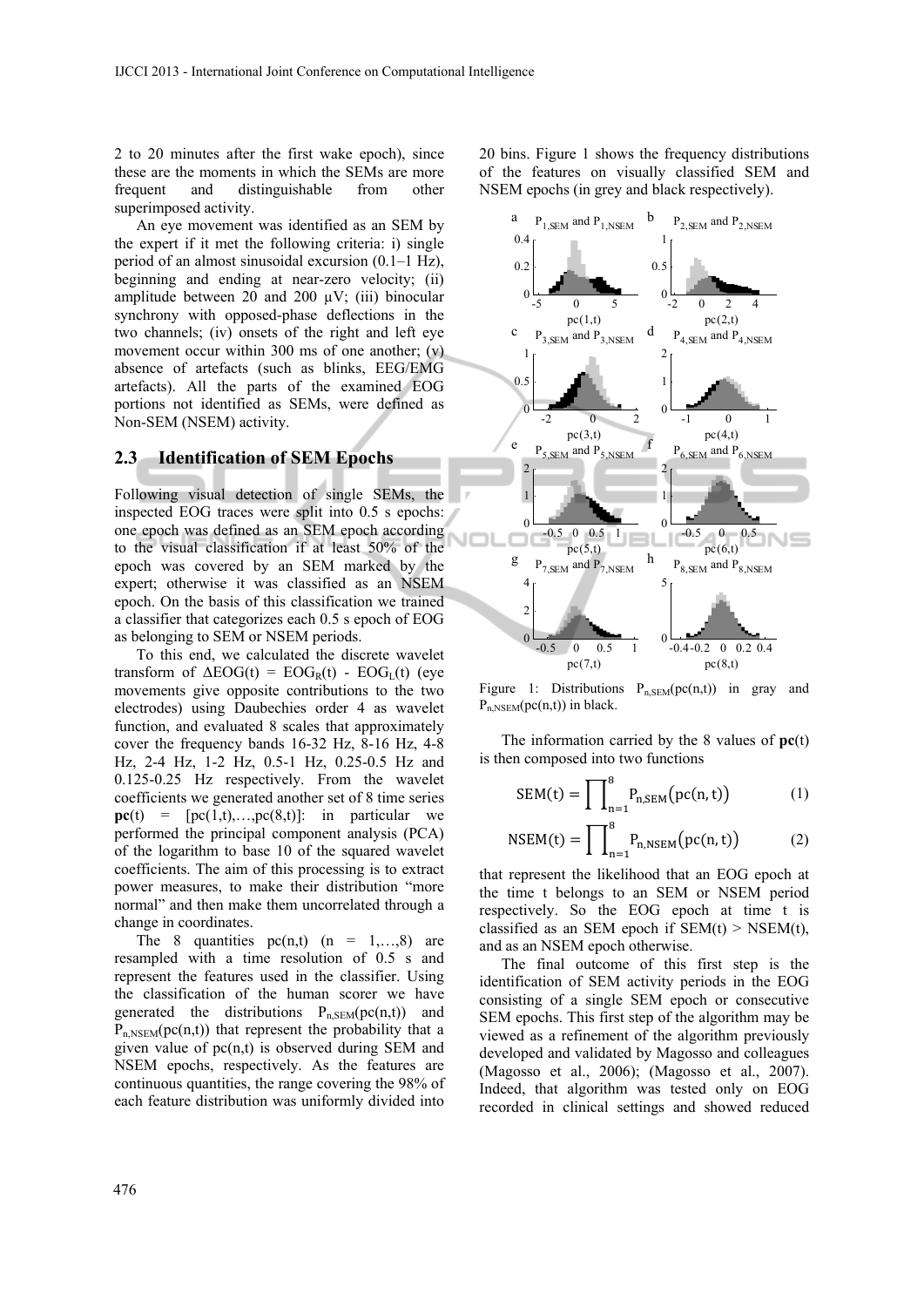2 to 20 minutes after the first wake epoch), since these are the moments in which the SEMs are more frequent and distinguishable from other superimposed activity.

An eye movement was identified as an SEM by the expert if it met the following criteria: i) single period of an almost sinusoidal excursion (0.1–1 Hz), beginning and ending at near-zero velocity; (ii) amplitude between 20 and 200 µV; (iii) binocular synchrony with opposed-phase deflections in the two channels; (iv) onsets of the right and left eye movement occur within 300 ms of one another; (v) absence of artefacts (such as blinks, EEG/EMG artefacts). All the parts of the examined EOG portions not identified as SEMs, were defined as Non-SEM (NSEM) activity.

## 2.3 Identification of SEM Epochs

Following visual detection of single SEMs, the inspected EOG traces were split into 0.5 s epochs: one epoch was defined as an SEM epoch according to the visual classification if at least 50% of the epoch was covered by an SEM marked by the expert; otherwise it was classified as an NSEM epoch. On the basis of this classification we trained a classifier that categorizes each 0.5 s epoch of EOG as belonging to SEM or NSEM periods.

To this end, we calculated the discrete wavelet transform of $\Delta EOG(t) = EOG_R(t) - EOG_L(t)$ (eye movements give opposite contributions to the two electrodes) using Daubechies order 4 as wavelet function, and evaluated 8 scales that approximately cover the frequency bands 16-32 Hz, 8-16 Hz, 4-8 Hz, 2-4 Hz, 1-2 Hz, 0.5-1 Hz, 0.25-0.5 Hz and 0.125-0.25 Hz respectively. From the wavelet coefficients we generated another set of 8 time series $\mathbf{pc}(t) = [pc(1,t),\ldots,pc(8,t)]$: in particular we performed the principal component analysis (PCA) of the logarithm to base 10 of the squared wavelet coefficients. The aim of this processing is to extract power measures, to make their distribution "more normal" and then make them uncorrelated through a change in coordinates.

The 8 quantities $pc(n,t)$ ($n = 1,\ldots,8$) are resampled with a time resolution of 0.5 s and represent the features used in the classifier. Using the classification of the human scorer we have generated the distributions $P_{n,SEM}(pc(n,t))$ and $P_{n,NSEM}(pc(n,t))$ that represent the probability that a given value of $pc(n,t)$ is observed during SEM and NSEM epochs, respectively. As the features are continuous quantities, the range covering the 98% of each feature distribution was uniformly divided into 20 bins. Figure 1 shows the frequency distributions of the features on visually classified SEM and NSEM epochs (in grey and black respectively).

Figure 1: Distributions $P_{n,SEM}(pc(n,t))$ in gray and $P_{n,NSEM}(pc(n,t))$ in black.

The information carried by the 8 values of $\mathbf{pc}(t)$ is then composed into two functions

$$\mathrm{SEM}(t) = \prod_{n=1}^{8} P_{n,SEM}\big(pc(n,t)\big) \tag{1}$$

$$\mathrm{NSEM}(t) = \prod_{n=1}^{8} P_{n,NSEM}\big(pc(n,t)\big) \tag{2}$$

that represent the likelihood that an EOG epoch at the time t belongs to an SEM or NSEM period respectively. So the EOG epoch at time t is classified as an SEM epoch if $\mathrm{SEM}(t) > \mathrm{NSEM}(t)$, and as an NSEM epoch otherwise.

The final outcome of this first step is the identification of SEM activity periods in the EOG consisting of a single SEM epoch or consecutive SEM epochs. This first step of the algorithm may be viewed as a refinement of the algorithm previously developed and validated by Magosso and colleagues (Magosso et al., 2006); (Magosso et al., 2007). Indeed, that algorithm was tested only on EOG recorded in clinical settings and showed reduced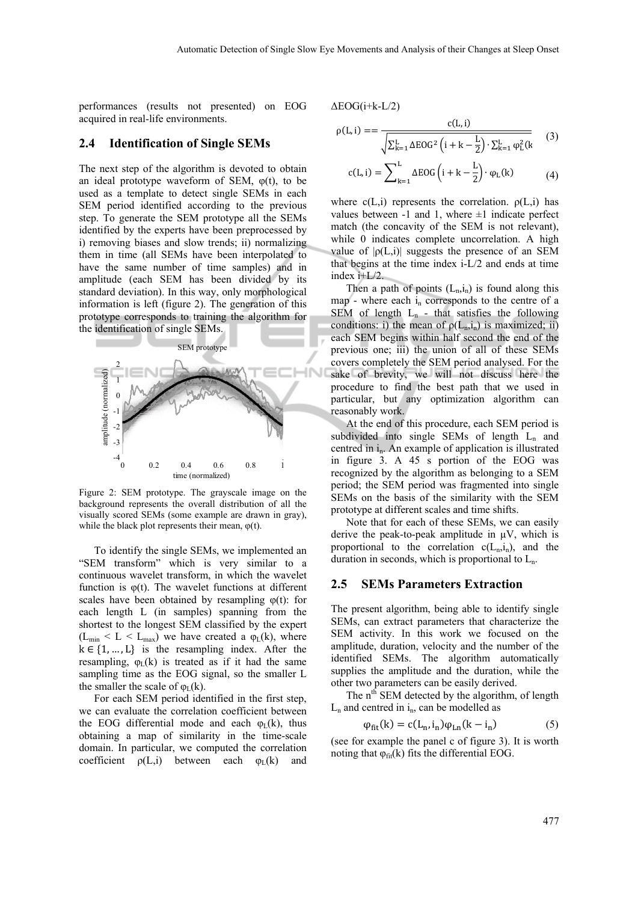performances (results not presented) on EOG acquired in real-life environments.

## 2.4 Identification of Single SEMs

The next step of the algorithm is devoted to obtain an ideal prototype waveform of SEM, φ(t), to be used as a template to detect single SEMs in each SEM period identified according to the previous step. To generate the SEM prototype all the SEMs identified by the experts have been preprocessed by i) removing biases and slow trends; ii) normalizing them in time (all SEMs have been interpolated to have the same number of time samples) and in amplitude (each SEM has been divided by its standard deviation). In this way, only morphological information is left (figure 2). The generation of this prototype corresponds to training the algorithm for the identification of single SEMs.

Figure 2: SEM prototype. The grayscale image on the background represents the overall distribution of all the visually scored SEMs (some example are drawn in gray), while the black plot represents their mean, φ(t).

To identify the single SEMs, we implemented an "SEM transform" which is very similar to a continuous wavelet transform, in which the wavelet function is φ(t). The wavelet functions at different scales have been obtained by resampling φ(t): for each length L (in samples) spanning from the shortest to the longest SEM classified by the expert ($L_{min} < L < L_{max}$) we have created a $\varphi_L(k)$, where $k \in \{1, \ldots, L\}$ is the resampling index. After the resampling, $\varphi_L(k)$ is treated as if it had the same sampling time as the EOG signal, so the smaller L the smaller the scale of $\varphi_L(k)$.

For each SEM period identified in the first step, we can evaluate the correlation coefficient between the EOG differential mode and each $\varphi_L(k)$, thus obtaining a map of similarity in the time-scale domain. In particular, we computed the correlation coefficient ρ(L,i) between each $\varphi_L(k)$ and $\Delta EOG(i+k-L/2)$

$$\rho(L, i) == \frac{c(L, i)}{\sqrt{\sum_{k=1}^{L} \Delta EOG^2\left(i + k - \frac{L}{2}\right) \cdot \sum_{k=1}^{L} \varphi_L^2(k)}} \tag{3}$$

$$c(L, i) = \sum_{k=1}^{L} \Delta EOG\left(i + k - \frac{L}{2}\right) \cdot \varphi_L(k) \tag{4}$$

where c(L,i) represents the correlation. ρ(L,i) has values between -1 and 1, where ±1 indicate perfect match (the concavity of the SEM is not relevant), while 0 indicates complete uncorrelation. A high value of |ρ(L,i)| suggests the presence of an SEM that begins at the time index i-L/2 and ends at time index i+L/2.

Then a path of points ($L_n$,$i_n$) is found along this map - where each $i_n$ corresponds to the centre of a SEM of length $L_n$ - that satisfies the following conditions: i) the mean of ρ($L_n$,$i_n$) is maximized; ii) each SEM begins within half second the end of the previous one; iii) the union of all of these SEMs covers completely the SEM period analysed. For the sake of brevity, we will not discuss here the procedure to find the best path that we used in particular, but any optimization algorithm can reasonably work.

At the end of this procedure, each SEM period is subdivided into single SEMs of length $L_n$ and centred in $i_n$. An example of application is illustrated in figure 3. A 45 s portion of the EOG was recognized by the algorithm as belonging to a SEM period; the SEM period was fragmented into single SEMs on the basis of the similarity with the SEM prototype at different scales and time shifts.

Note that for each of these SEMs, we can easily derive the peak-to-peak amplitude in µV, which is proportional to the correlation c($L_n$,$i_n$), and the duration in seconds, which is proportional to $L_n$.

## 2.5 SEMs Parameters Extraction

The present algorithm, being able to identify single SEMs, can extract parameters that characterize the SEM activity. In this work we focused on the amplitude, duration, velocity and the number of the identified SEMs. The algorithm automatically supplies the amplitude and the duration, while the other two parameters can be easily derived.

The $n^{th}$ SEM detected by the algorithm, of length $L_n$ and centred in $i_n$, can be modelled as

$$\varphi_{fit}(k) = c(L_n, i_n)\varphi_{Ln}(k - i_n) \tag{5}$$

(see for example the panel c of figure 3). It is worth noting that $\varphi_{fit}(k)$ fits the differential EOG.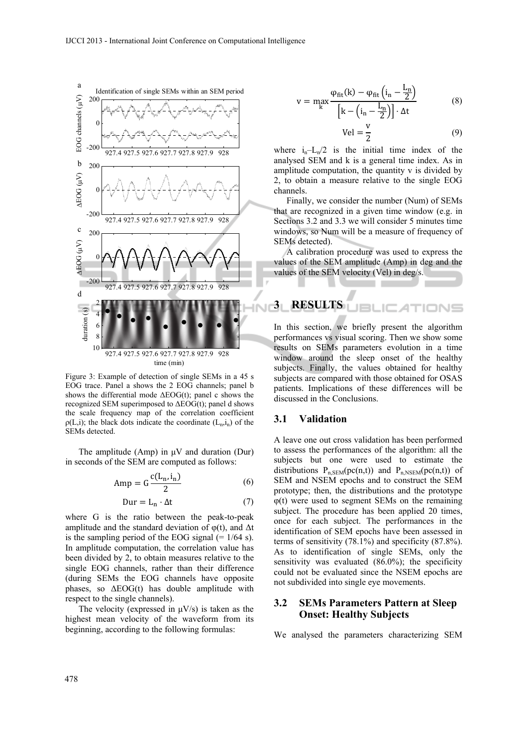Figure 3: Example of detection of single SEMs in a 45 s EOG trace. Panel a shows the 2 EOG channels; panel b shows the differential mode $\Delta EOG(t)$; panel c shows the recognized SEM superimposed to $\Delta EOG(t)$; panel d shows the scale frequency map of the correlation coefficient $\rho(L,i)$; the black dots indicate the coordinate $(L_n,i_n)$ of the SEMs detected.

The amplitude (Amp) in μV and duration (Dur) in seconds of the SEM are computed as follows:

$$\mathrm{Amp} = G\,\frac{c(L_n, i_n)}{2} \tag{6}$$

$$\mathrm{Dur} = L_n \cdot \Delta t \tag{7}$$

where G is the ratio between the peak-to-peak amplitude and the standard deviation of $\varphi(t)$, and $\Delta t$ is the sampling period of the EOG signal (= 1/64 s). In amplitude computation, the correlation value has been divided by 2, to obtain measures relative to the single EOG channels, rather than their difference (during SEMs the EOG channels have opposite phases, so $\Delta EOG(t)$ has double amplitude with respect to the single channels).

The velocity (expressed in μV/s) is taken as the highest mean velocity of the waveform from its beginning, according to the following formulas:

$$v = \max_k \frac{\varphi_{\mathrm{fit}}(k) - \varphi_{\mathrm{fit}}\left(i_n - \frac{L_n}{2}\right)}{\left[k - \left(i_n - \frac{L_n}{2}\right)\right] \cdot \Delta t} \tag{8}$$

$$\mathrm{Vel} = \frac{v}{2} \tag{9}$$

where $i_n - L_n/2$ is the initial time index of the analysed SEM and k is a general time index. As in amplitude computation, the quantity v is divided by 2, to obtain a measure relative to the single EOG channels.

Finally, we consider the number (Num) of SEMs that are recognized in a given time window (e.g. in Sections 3.2 and 3.3 we will consider 5 minutes time windows, so Num will be a measure of frequency of SEMs detected).

A calibration procedure was used to express the values of the SEM amplitude (Amp) in deg and the values of the SEM velocity (Vel) in deg/s.

## 3 RESULTS

In this section, we briefly present the algorithm performances vs visual scoring. Then we show some results on SEMs parameters evolution in a time window around the sleep onset of the healthy subjects. Finally, the values obtained for healthy subjects are compared with those obtained for OSAS patients. Implications of these differences will be discussed in the Conclusions.

### 3.1 Validation

A leave one out cross validation has been performed to assess the performances of the algorithm: all the subjects but one were used to estimate the distributions $P_{n,SEM}(pc(n,t))$ and $P_{n,NSEM}(pc(n,t))$ of SEM and NSEM epochs and to construct the SEM prototype; then, the distributions and the prototype $\varphi(t)$ were used to segment SEMs on the remaining subject. The procedure has been applied 20 times, once for each subject. The performances in the identification of SEM epochs have been assessed in terms of sensitivity (78.1%) and specificity (87.8%). As to identification of single SEMs, only the sensitivity was evaluated (86.0%); the specificity could not be evaluated since the NSEM epochs are not subdivided into single eye movements.

### 3.2 SEMs Parameters Pattern at Sleep Onset: Healthy Subjects

We analysed the parameters characterizing SEM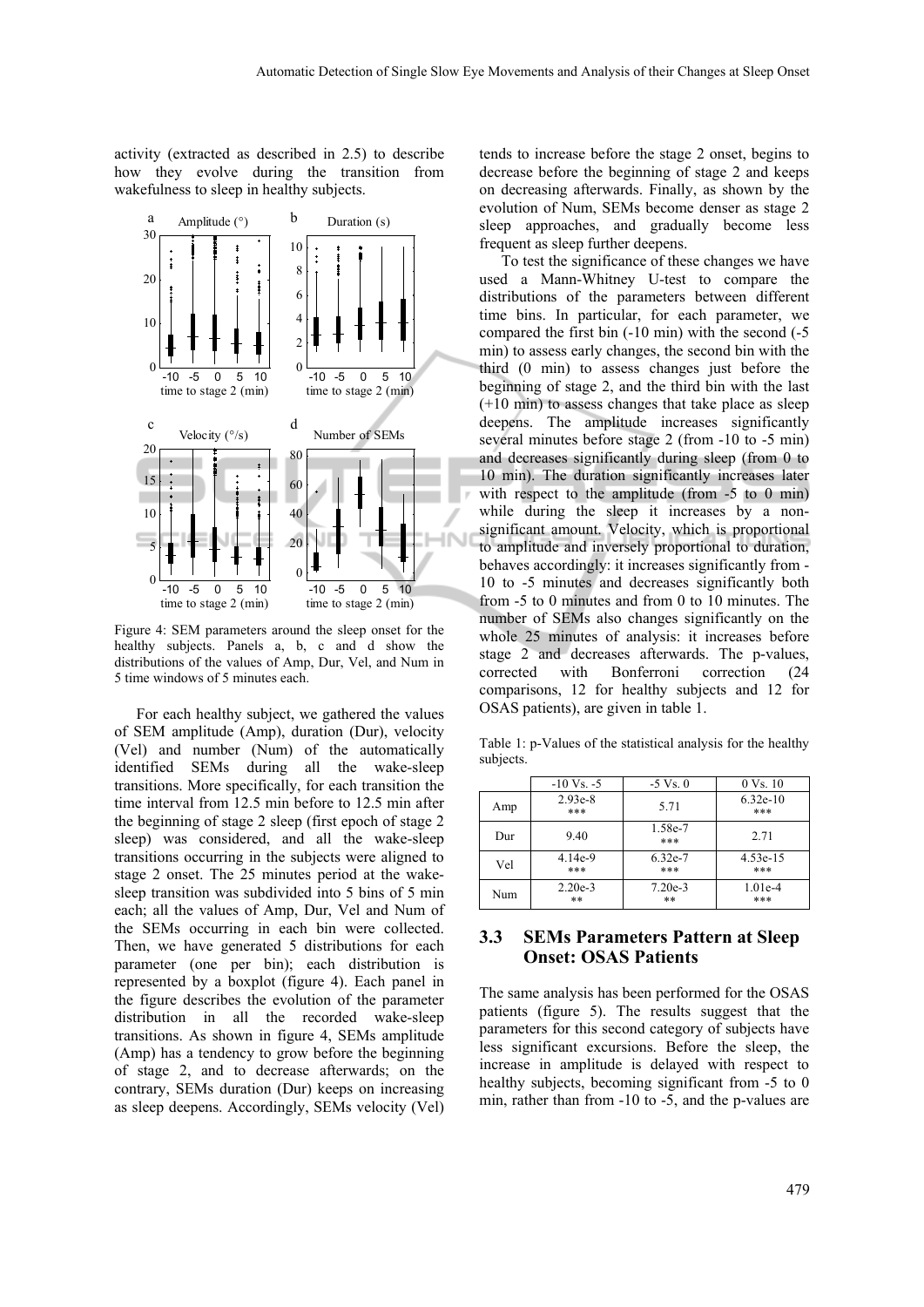activity (extracted as described in 2.5) to describe how they evolve during the transition from wakefulness to sleep in healthy subjects.

Figure 4: SEM parameters around the sleep onset for the healthy subjects. Panels a, b, c and d show the distributions of the values of Amp, Dur, Vel, and Num in 5 time windows of 5 minutes each.

For each healthy subject, we gathered the values of SEM amplitude (Amp), duration (Dur), velocity (Vel) and number (Num) of the automatically identified SEMs during all the wake-sleep transitions. More specifically, for each transition the time interval from 12.5 min before to 12.5 min after the beginning of stage 2 sleep (first epoch of stage 2 sleep) was considered, and all the wake-sleep transitions occurring in the subjects were aligned to stage 2 onset. The 25 minutes period at the wake-sleep transition was subdivided into 5 bins of 5 min each; all the values of Amp, Dur, Vel and Num of the SEMs occurring in each bin were collected. Then, we have generated 5 distributions for each parameter (one per bin); each distribution is represented by a boxplot (figure 4). Each panel in the figure describes the evolution of the parameter distribution in all the recorded wake-sleep transitions. As shown in figure 4, SEMs amplitude (Amp) has a tendency to grow before the beginning of stage 2, and to decrease afterwards; on the contrary, SEMs duration (Dur) keeps on increasing as sleep deepens. Accordingly, SEMs velocity (Vel) tends to increase before the stage 2 onset, begins to decrease before the beginning of stage 2 and keeps on decreasing afterwards. Finally, as shown by the evolution of Num, SEMs become denser as stage 2 sleep approaches, and gradually become less frequent as sleep further deepens.

To test the significance of these changes we have used a Mann-Whitney U-test to compare the distributions of the parameters between different time bins. In particular, for each parameter, we compared the first bin (-10 min) with the second (-5 min) to assess early changes, the second bin with the third (0 min) to assess changes just before the beginning of stage 2, and the third bin with the last (+10 min) to assess changes that take place as sleep deepens. The amplitude increases significantly several minutes before stage 2 (from -10 to -5 min) and decreases significantly during sleep (from 0 to 10 min). The duration significantly increases later with respect to the amplitude (from -5 to 0 min) while during the sleep it increases by a non-significant amount. Velocity, which is proportional to amplitude and inversely proportional to duration, behaves accordingly: it increases significantly from -10 to -5 minutes and decreases significantly both from -5 to 0 minutes and from 0 to 10 minutes. The number of SEMs also changes significantly on the whole 25 minutes of analysis: it increases before stage 2 and decreases afterwards. The p-values, corrected with Bonferroni correction (24 comparisons, 12 for healthy subjects and 12 for OSAS patients), are given in table 1.

Table 1: p-Values of the statistical analysis for the healthy subjects.

| | -10 Vs. -5 | -5 Vs. 0 | 0 Vs. 10 |
|---|---|---|---|
| Amp | 2.93e-8 *** | 5.71 | 6.32e-10 *** |
| Dur | 9.40 | 1.58e-7 *** | 2.71 |
| Vel | 4.14e-9 *** | 6.32e-7 *** | 4.53e-15 *** |
| Num | 2.20e-3 ** | 7.20e-3 ** | 1.01e-4 *** |

### 3.3 SEMs Parameters Pattern at Sleep Onset: OSAS Patients

The same analysis has been performed for the OSAS patients (figure 5). The results suggest that the parameters for this second category of subjects have less significant excursions. Before the sleep, the increase in amplitude is delayed with respect to healthy subjects, becoming significant from -5 to 0 min, rather than from -10 to -5, and the p-values are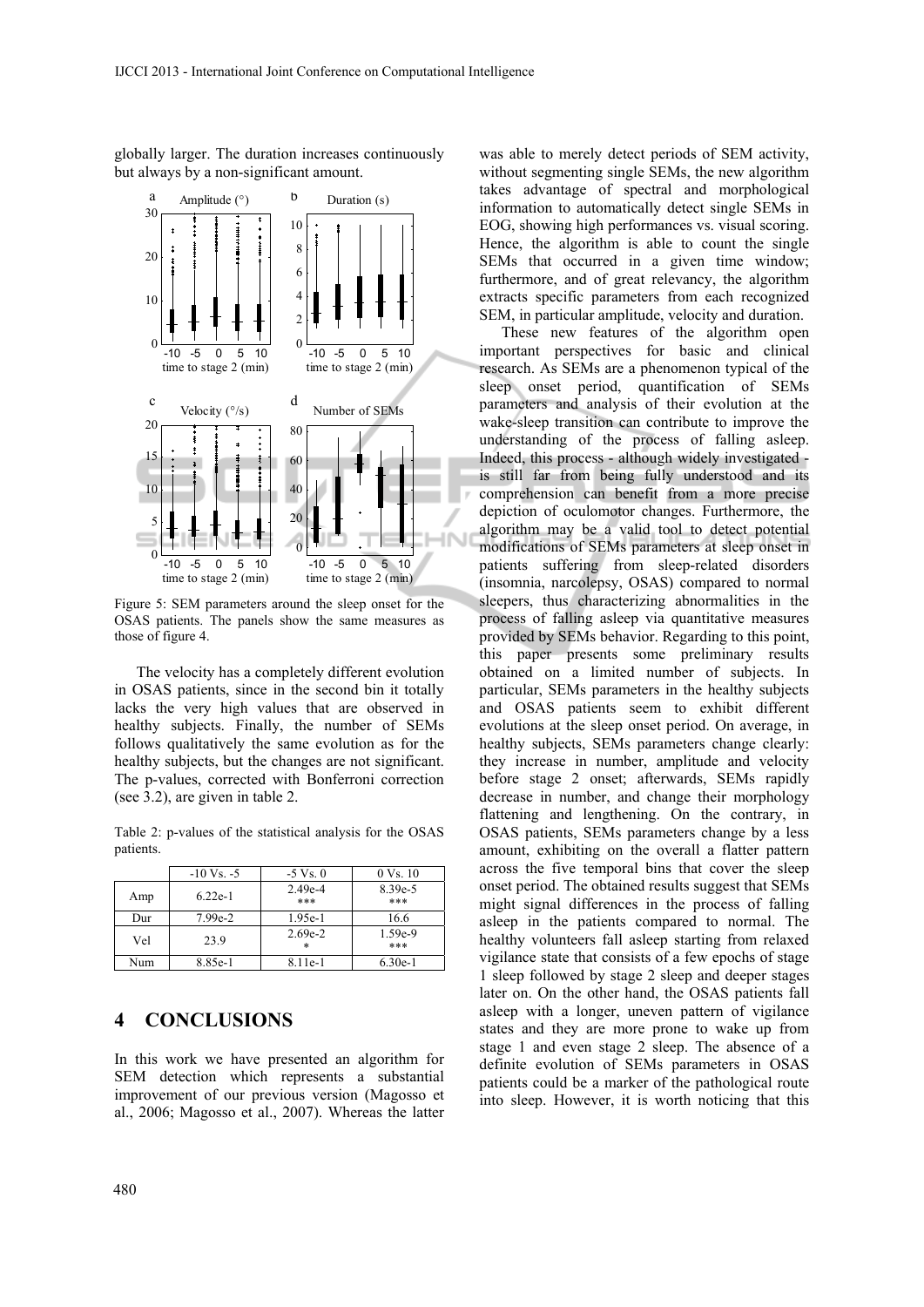globally larger. The duration increases continuously but always by a non-significant amount.

Figure 5: SEM parameters around the sleep onset for the OSAS patients. The panels show the same measures as those of figure 4.

The velocity has a completely different evolution in OSAS patients, since in the second bin it totally lacks the very high values that are observed in healthy subjects. Finally, the number of SEMs follows qualitatively the same evolution as for the healthy subjects, but the changes are not significant. The p-values, corrected with Bonferroni correction (see 3.2), are given in table 2.

Table 2: p-values of the statistical analysis for the OSAS patients.

| | -10 Vs. -5 | -5 Vs. 0 | 0 Vs. 10 |
|---|---|---|---|
| Amp | 6.22e-1 | 2.49e-4 *** | 8.39e-5 *** |
| Dur | 7.99e-2 | 1.95e-1 | 16.6 |
| Vel | 23.9 | 2.69e-2 * | 1.59e-9 *** |
| Num | 8.85e-1 | 8.11e-1 | 6.30e-1 |

## 4 CONCLUSIONS

In this work we have presented an algorithm for SEM detection which represents a substantial improvement of our previous version (Magosso et al., 2006; Magosso et al., 2007). Whereas the latter was able to merely detect periods of SEM activity, without segmenting single SEMs, the new algorithm takes advantage of spectral and morphological information to automatically detect single SEMs in EOG, showing high performances vs. visual scoring. Hence, the algorithm is able to count the single SEMs that occurred in a given time window; furthermore, and of great relevancy, the algorithm extracts specific parameters from each recognized SEM, in particular amplitude, velocity and duration.

These new features of the algorithm open important perspectives for basic and clinical research. As SEMs are a phenomenon typical of the sleep onset period, quantification of SEMs parameters and analysis of their evolution at the wake-sleep transition can contribute to improve the understanding of the process of falling asleep. Indeed, this process - although widely investigated - is still far from being fully understood and its comprehension can benefit from a more precise depiction of oculomotor changes. Furthermore, the algorithm may be a valid tool to detect potential modifications of SEMs parameters at sleep onset in patients suffering from sleep-related disorders (insomnia, narcolepsy, OSAS) compared to normal sleepers, thus characterizing abnormalities in the process of falling asleep via quantitative measures provided by SEMs behavior. Regarding to this point, this paper presents some preliminary results obtained on a limited number of subjects. In particular, SEMs parameters in the healthy subjects and OSAS patients seem to exhibit different evolutions at the sleep onset period. On average, in healthy subjects, SEMs parameters change clearly: they increase in number, amplitude and velocity before stage 2 onset; afterwards, SEMs rapidly decrease in number, and change their morphology flattening and lengthening. On the contrary, in OSAS patients, SEMs parameters change by a less amount, exhibiting on the overall a flatter pattern across the five temporal bins that cover the sleep onset period. The obtained results suggest that SEMs might signal differences in the process of falling asleep in the patients compared to normal. The healthy volunteers fall asleep starting from relaxed vigilance state that consists of a few epochs of stage 1 sleep followed by stage 2 sleep and deeper stages later on. On the other hand, the OSAS patients fall asleep with a longer, uneven pattern of vigilance states and they are more prone to wake up from stage 1 and even stage 2 sleep. The absence of a definite evolution of SEMs parameters in OSAS patients could be a marker of the pathological route into sleep. However, it is worth noticing that this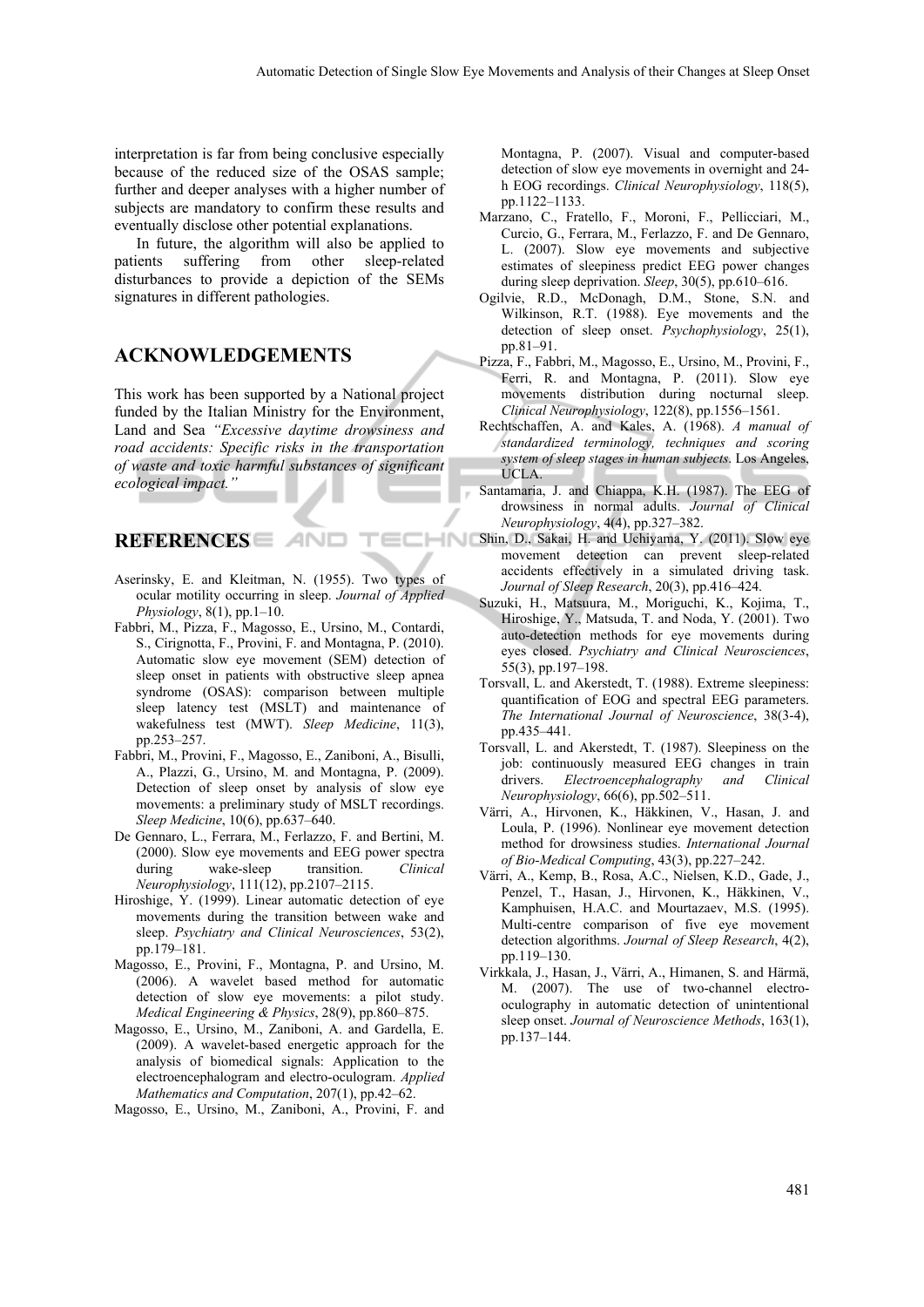interpretation is far from being conclusive especially because of the reduced size of the OSAS sample; further and deeper analyses with a higher number of subjects are mandatory to confirm these results and eventually disclose other potential explanations.

In future, the algorithm will also be applied to patients suffering from other sleep-related disturbances to provide a depiction of the SEMs signatures in different pathologies.

## ACKNOWLEDGEMENTS

This work has been supported by a National project funded by the Italian Ministry for the Environment, Land and Sea *"Excessive daytime drowsiness and road accidents: Specific risks in the transportation of waste and toxic harmful substances of significant ecological impact."*

## REFERENCES

Aserinsky, E. and Kleitman, N. (1955). Two types of ocular motility occurring in sleep. *Journal of Applied Physiology*, 8(1), pp.1–10.

Fabbri, M., Pizza, F., Magosso, E., Ursino, M., Contardi, S., Cirignotta, F., Provini, F. and Montagna, P. (2010). Automatic slow eye movement (SEM) detection of sleep onset in patients with obstructive sleep apnea syndrome (OSAS): comparison between multiple sleep latency test (MSLT) and maintenance of wakefulness test (MWT). *Sleep Medicine*, 11(3), pp.253–257.

Fabbri, M., Provini, F., Magosso, E., Zaniboni, A., Bisulli, A., Plazzi, G., Ursino, M. and Montagna, P. (2009). Detection of sleep onset by analysis of slow eye movements: a preliminary study of MSLT recordings. *Sleep Medicine*, 10(6), pp.637–640.

De Gennaro, L., Ferrara, M., Ferlazzo, F. and Bertini, M. (2000). Slow eye movements and EEG power spectra during wake-sleep transition. *Clinical Neurophysiology*, 111(12), pp.2107–2115.

Hiroshige, Y. (1999). Linear automatic detection of eye movements during the transition between wake and sleep. *Psychiatry and Clinical Neurosciences*, 53(2), pp.179–181.

Magosso, E., Provini, F., Montagna, P. and Ursino, M. (2006). A wavelet based method for automatic detection of slow eye movements: a pilot study. *Medical Engineering & Physics*, 28(9), pp.860–875.

Magosso, E., Ursino, M., Zaniboni, A. and Gardella, E. (2009). A wavelet-based energetic approach for the analysis of biomedical signals: Application to the electroencephalogram and electro-oculogram. *Applied Mathematics and Computation*, 207(1), pp.42–62.

Magosso, E., Ursino, M., Zaniboni, A., Provini, F. and Montagna, P. (2007). Visual and computer-based detection of slow eye movements in overnight and 24-h EOG recordings. *Clinical Neurophysiology*, 118(5), pp.1122–1133.

Marzano, C., Fratello, F., Moroni, F., Pellicciari, M., Curcio, G., Ferrara, M., Ferlazzo, F. and De Gennaro, L. (2007). Slow eye movements and subjective estimates of sleepiness predict EEG power changes during sleep deprivation. *Sleep*, 30(5), pp.610–616.

Ogilvie, R.D., McDonagh, D.M., Stone, S.N. and Wilkinson, R.T. (1988). Eye movements and the detection of sleep onset. *Psychophysiology*, 25(1), pp.81–91.

Pizza, F., Fabbri, M., Magosso, E., Ursino, M., Provini, F., Ferri, R. and Montagna, P. (2011). Slow eye movements distribution during nocturnal sleep. *Clinical Neurophysiology*, 122(8), pp.1556–1561.

Rechtschaffen, A. and Kales, A. (1968). *A manual of standardized terminology, techniques and scoring system of sleep stages in human subjects.* Los Angeles, UCLA.

Santamaria, J. and Chiappa, K.H. (1987). The EEG of drowsiness in normal adults. *Journal of Clinical Neurophysiology*, 4(4), pp.327–382.

Shin, D., Sakai, H. and Uchiyama, Y. (2011). Slow eye movement detection can prevent sleep-related accidents effectively in a simulated driving task. *Journal of Sleep Research*, 20(3), pp.416–424.

Suzuki, H., Matsuura, M., Moriguchi, K., Kojima, T., Hiroshige, Y., Matsuda, T. and Noda, Y. (2001). Two auto-detection methods for eye movements during eyes closed. *Psychiatry and Clinical Neurosciences*, 55(3), pp.197–198.

Torsvall, L. and Akerstedt, T. (1988). Extreme sleepiness: quantification of EOG and spectral EEG parameters. *The International Journal of Neuroscience*, 38(3-4), pp.435–441.

Torsvall, L. and Akerstedt, T. (1987). Sleepiness on the job: continuously measured EEG changes in train drivers. *Electroencephalography and Clinical Neurophysiology*, 66(6), pp.502–511.

Värri, A., Hirvonen, K., Häkkinen, V., Hasan, J. and Loula, P. (1996). Nonlinear eye movement detection method for drowsiness studies. *International Journal of Bio-Medical Computing*, 43(3), pp.227–242.

Värri, A., Kemp, B., Rosa, A.C., Nielsen, K.D., Gade, J., Penzel, T., Hasan, J., Hirvonen, K., Häkkinen, V., Kamphuisen, H.A.C. and Mourtazaev, M.S. (1995). Multi-centre comparison of five eye movement detection algorithms. *Journal of Sleep Research*, 4(2), pp.119–130.

Virkkala, J., Hasan, J., Värri, A., Himanen, S. and Härmä, M. (2007). The use of two-channel electro-oculography in automatic detection of unintentional sleep onset. *Journal of Neuroscience Methods*, 163(1), pp.137–144.